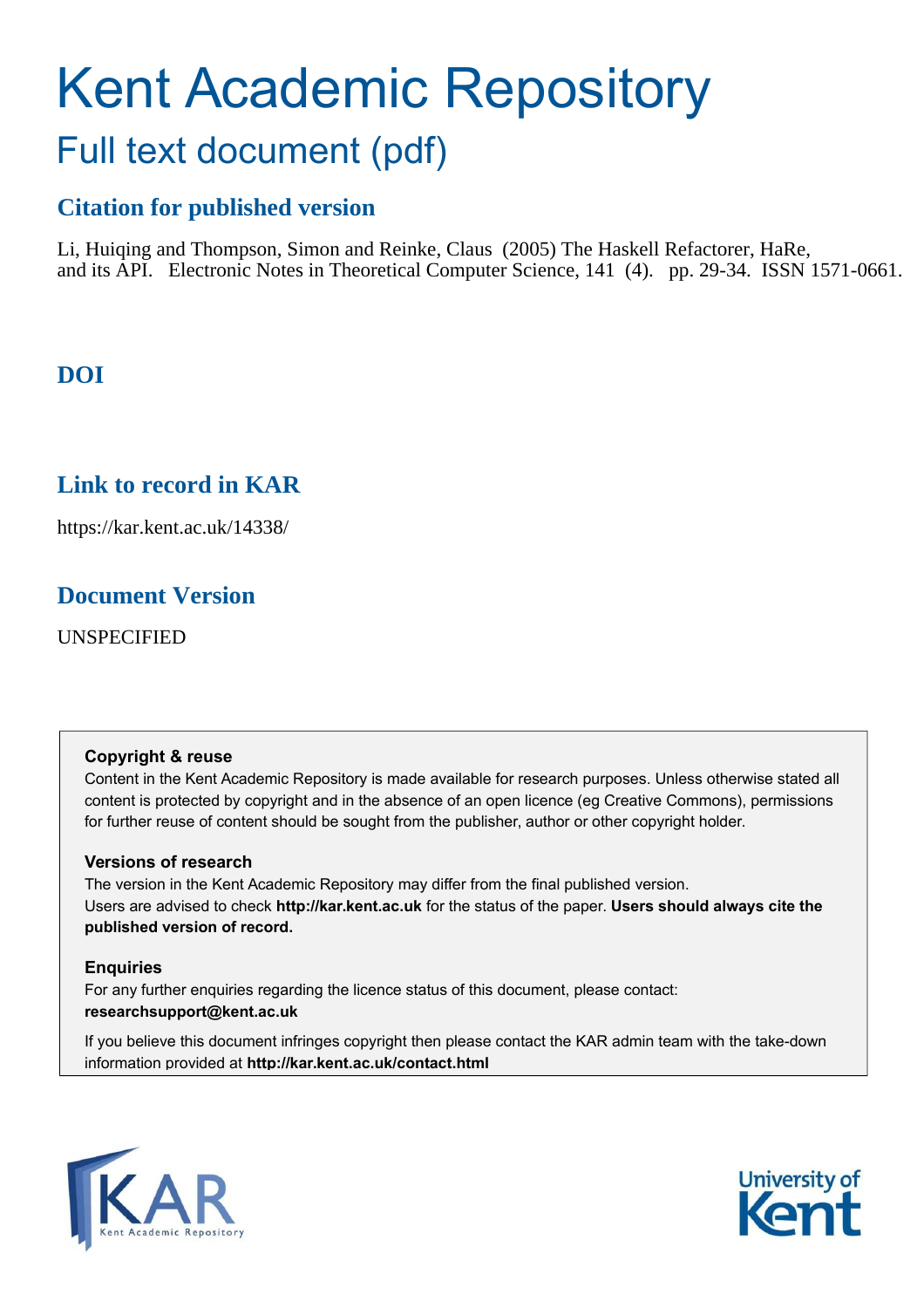# Kent Academic Repository

## Full text document (pdf)

### Citation for published version

Li, Huiqing and Thompson, Simon and Reinke, Claus (2005) The Haskell Refactorer, HaRe, and its API. Electronic Notes in Theoretical Computer Science, 141 (4). pp. 29-34. ISSN 1571-0661.

### DOI

### Link to record in KAR

https://kar.kent.ac.uk/14338/

### Document Version

UNSPECIFIED

**Copyright & reuse**

Content in the Kent Academic Repository is made available for research purposes. Unless otherwise stated all content is protected by copyright and in the absence of an open licence (eg Creative Commons), permissions for further reuse of content should be sought from the publisher, author or other copyright holder.

**Versions of research**

The version in the Kent Academic Repository may differ from the final published version. Users are advised to check **http://kar.kent.ac.uk** for the status of the paper. **Users should always cite the published version of record.**

**Enquiries**

For any further enquiries regarding the licence status of this document, please contact: **researchsupport@kent.ac.uk**

If you believe this document infringes copyright then please contact the KAR admin team with the take-down information provided at **http://kar.kent.ac.uk/contact.html**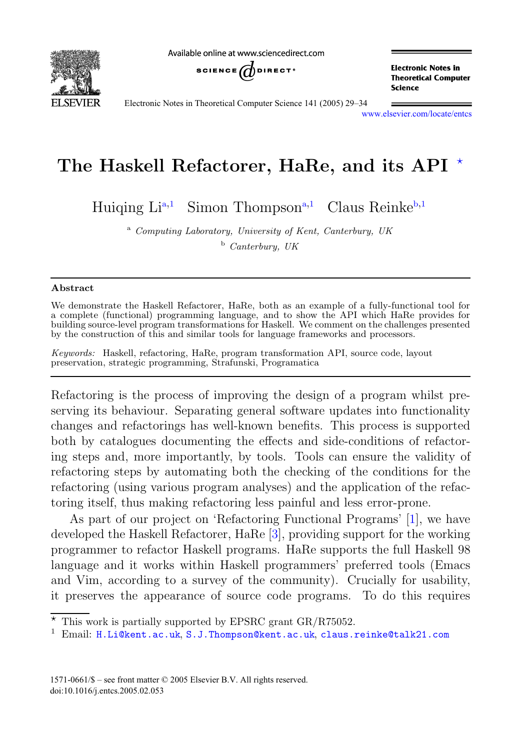# The Haskell Refactorer, HaRe, and its API [*]

Huiqing Li[a,1] Simon Thompson[a,1] Claus Reinke[b,1]

[a] *Computing Laboratory, University of Kent, Canterbury, UK*

[b] *Canterbury, UK*

## Abstract

We demonstrate the Haskell Refactorer, HaRe, both as an example of a fully-functional tool for a complete (functional) programming language, and to show the API which HaRe provides for building source-level program transformations for Haskell. We comment on the challenges presented by the construction of this and similar tools for language frameworks and processors.

*Keywords:* Haskell, refactoring, HaRe, program transformation API, source code, layout preservation, strategic programming, Strafunski, Programatica

Refactoring is the process of improving the design of a program whilst preserving its behaviour. Separating general software updates into functionality changes and refactorings has well-known benefits. This process is supported both by catalogues documenting the effects and side-conditions of refactoring steps and, more importantly, by tools. Tools can ensure the validity of refactoring steps by automating both the checking of the conditions for the refactoring (using various program analyses) and the application of the refactoring itself, thus making refactoring less painful and less error-prone.

As part of our project on 'Refactoring Functional Programs' [1], we have developed the Haskell Refactorer, HaRe [3], providing support for the working programmer to refactor Haskell programs. HaRe supports the full Haskell 98 language and it works within Haskell programmers' preferred tools (Emacs and Vim, according to a survey of the community). Crucially for usability, it preserves the appearance of source code programs. To do this requires

[*] This work is partially supported by EPSRC grant GR/R75052.

[1] Email: H.Li@kent.ac.uk, S.J.Thompson@kent.ac.uk, claus.reinke@talk21.com

1571-0661/$ – see front matter © 2005 Elsevier B.V. All rights reserved.
doi:10.1016/j.entcs.2005.02.053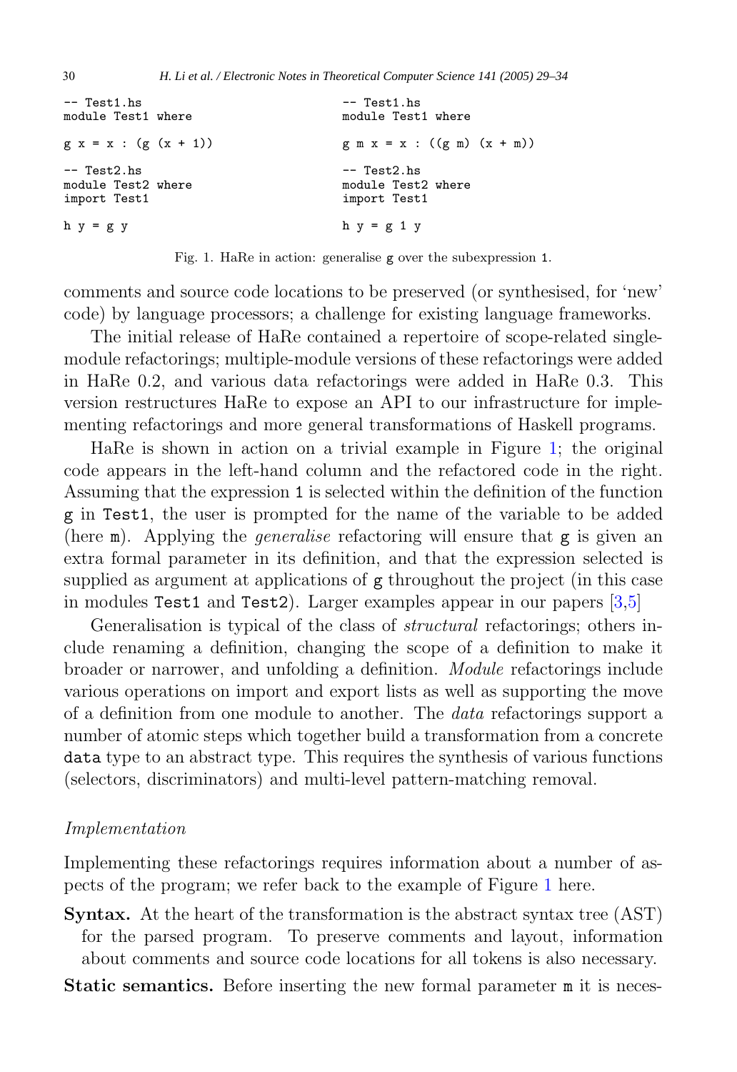```haskell
-- Test1.hs
module Test1 where

g x = x : (g (x + 1))

-- Test2.hs
module Test2 where
import Test1

h y = g y
```

```haskell
-- Test1.hs
module Test1 where

g m x = x : ((g m) (x + m))

-- Test2.hs
module Test2 where
import Test1

h y = g 1 y
```

Fig. 1. HaRe in action: generalise `g` over the subexpression `1`.

comments and source code locations to be preserved (or synthesised, for 'new' code) by language processors; a challenge for existing language frameworks.

The initial release of HaRe contained a repertoire of scope-related single-module refactorings; multiple-module versions of these refactorings were added in HaRe 0.2, and various data refactorings were added in HaRe 0.3. This version restructures HaRe to expose an API to our infrastructure for implementing refactorings and more general transformations of Haskell programs.

HaRe is shown in action on a trivial example in Figure 1; the original code appears in the left-hand column and the refactored code in the right. Assuming that the expression `1` is selected within the definition of the function `g` in `Test1`, the user is prompted for the name of the variable to be added (here `m`). Applying the *generalise* refactoring will ensure that `g` is given an extra formal parameter in its definition, and that the expression selected is supplied as argument at applications of `g` throughout the project (in this case in modules `Test1` and `Test2`). Larger examples appear in our papers [3,5]

Generalisation is typical of the class of *structural* refactorings; others include renaming a definition, changing the scope of a definition to make it broader or narrower, and unfolding a definition. *Module* refactorings include various operations on import and export lists as well as supporting the move of a definition from one module to another. The *data* refactorings support a number of atomic steps which together build a transformation from a concrete `data` type to an abstract type. This requires the synthesis of various functions (selectors, discriminators) and multi-level pattern-matching removal.

### *Implementation*

Implementing these refactorings requires information about a number of aspects of the program; we refer back to the example of Figure 1 here.

**Syntax.** At the heart of the transformation is the abstract syntax tree (AST) for the parsed program. To preserve comments and layout, information about comments and source code locations for all tokens is also necessary.

**Static semantics.** Before inserting the new formal parameter `m` it is neces-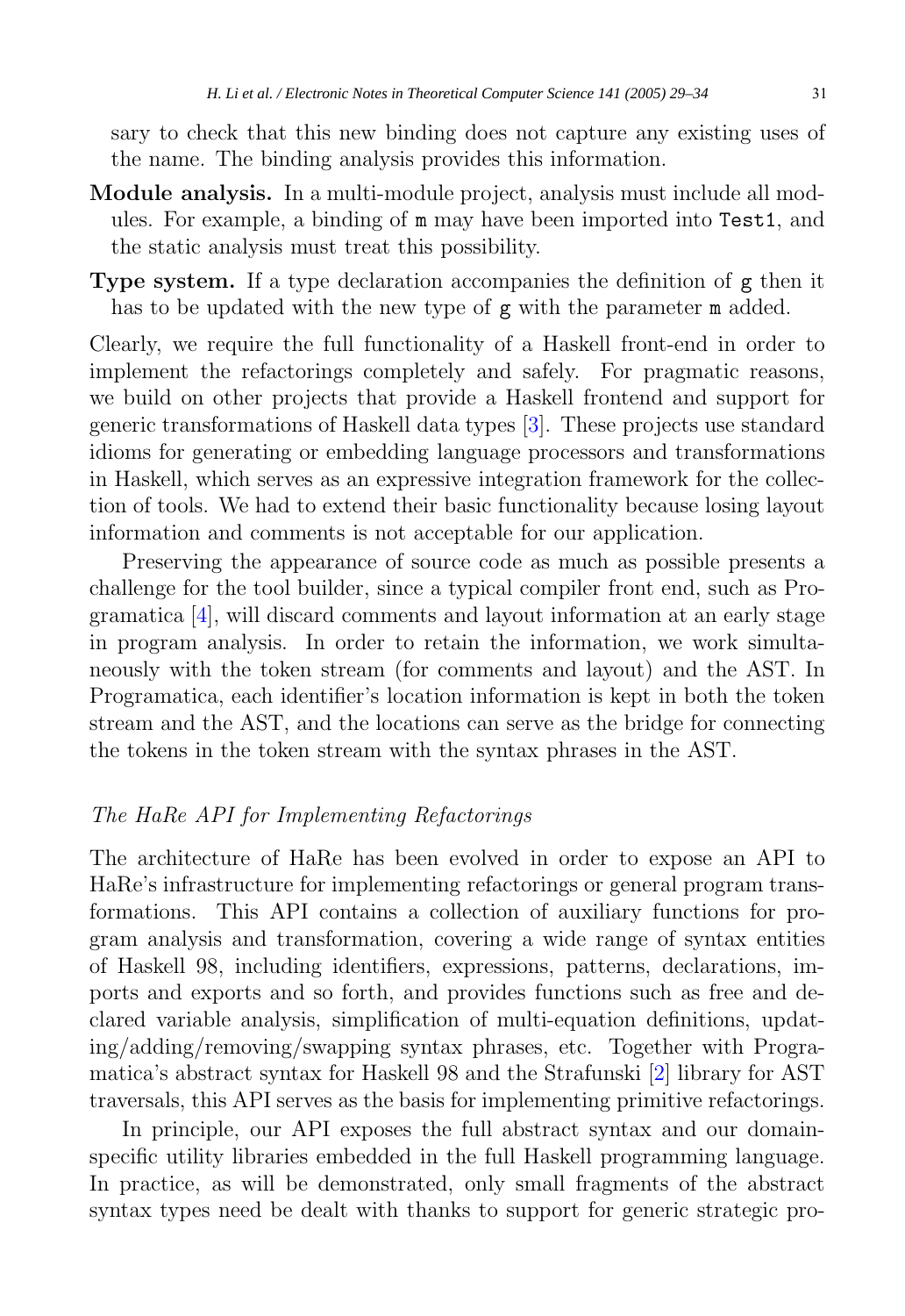sary to check that this new binding does not capture any existing uses of the name. The binding analysis provides this information.

**Module analysis.** In a multi-module project, analysis must include all modules. For example, a binding of `m` may have been imported into `Test1`, and the static analysis must treat this possibility.

**Type system.** If a type declaration accompanies the definition of `g` then it has to be updated with the new type of `g` with the parameter `m` added.

Clearly, we require the full functionality of a Haskell front-end in order to implement the refactorings completely and safely. For pragmatic reasons, we build on other projects that provide a Haskell frontend and support for generic transformations of Haskell data types [3]. These projects use standard idioms for generating or embedding language processors and transformations in Haskell, which serves as an expressive integration framework for the collection of tools. We had to extend their basic functionality because losing layout information and comments is not acceptable for our application.

Preserving the appearance of source code as much as possible presents a challenge for the tool builder, since a typical compiler front end, such as Programatica [4], will discard comments and layout information at an early stage in program analysis. In order to retain the information, we work simultaneously with the token stream (for comments and layout) and the AST. In Programatica, each identifier's location information is kept in both the token stream and the AST, and the locations can serve as the bridge for connecting the tokens in the token stream with the syntax phrases in the AST.

### *The HaRe API for Implementing Refactorings*

The architecture of HaRe has been evolved in order to expose an API to HaRe's infrastructure for implementing refactorings or general program transformations. This API contains a collection of auxiliary functions for program analysis and transformation, covering a wide range of syntax entities of Haskell 98, including identifiers, expressions, patterns, declarations, imports and exports and so forth, and provides functions such as free and declared variable analysis, simplification of multi-equation definitions, updating/adding/removing/swapping syntax phrases, etc. Together with Programatica's abstract syntax for Haskell 98 and the Strafunski [2] library for AST traversals, this API serves as the basis for implementing primitive refactorings.

In principle, our API exposes the full abstract syntax and our domain-specific utility libraries embedded in the full Haskell programming language. In practice, as will be demonstrated, only small fragments of the abstract syntax types need be dealt with thanks to support for generic strategic pro-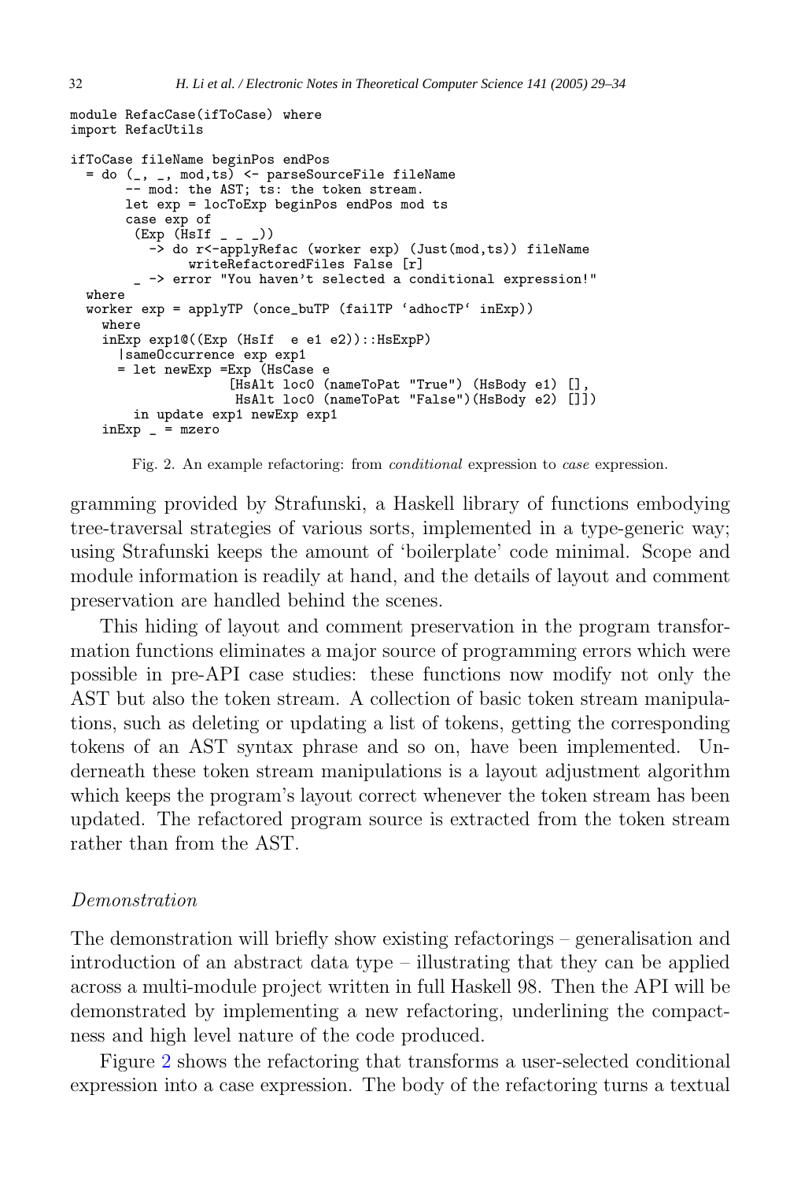```
module RefacCase(ifToCase) where
import RefacUtils

ifToCase fileName beginPos endPos
  = do (_, _, mod,ts) <- parseSourceFile fileName
       -- mod: the AST; ts: the token stream.
       let exp = locToExp beginPos endPos mod ts
       case exp of
        (Exp (HsIf _ _ _))
          -> do r<-applyRefac (worker exp) (Just(mod,ts)) fileName
                writeRefactoredFiles False [r]
        _ -> error "You haven't selected a conditional expression!"
  where
  worker exp = applyTP (once_buTP (failTP `adhocTP` inExp))
    where
    inExp exp1@((Exp (HsIf  e e1 e2))::HsExpP)
      |sameOccurrence exp exp1
      = let newExp =Exp (HsCase e
                    [HsAlt loc0 (nameToPat "True") (HsBody e1) [],
                     HsAlt loc0 (nameToPat "False")(HsBody e2) []])
        in update exp1 newExp exp1
    inExp _ = mzero
```

Fig. 2. An example refactoring: from *conditional* expression to *case* expression.

gramming provided by Strafunski, a Haskell library of functions embodying tree-traversal strategies of various sorts, implemented in a type-generic way; using Strafunski keeps the amount of 'boilerplate' code minimal. Scope and module information is readily at hand, and the details of layout and comment preservation are handled behind the scenes.

This hiding of layout and comment preservation in the program transformation functions eliminates a major source of programming errors which were possible in pre-API case studies: these functions now modify not only the AST but also the token stream. A collection of basic token stream manipulations, such as deleting or updating a list of tokens, getting the corresponding tokens of an AST syntax phrase and so on, have been implemented. Underneath these token stream manipulations is a layout adjustment algorithm which keeps the program's layout correct whenever the token stream has been updated. The refactored program source is extracted from the token stream rather than from the AST.

### *Demonstration*

The demonstration will briefly show existing refactorings – generalisation and introduction of an abstract data type – illustrating that they can be applied across a multi-module project written in full Haskell 98. Then the API will be demonstrated by implementing a new refactoring, underlining the compactness and high level nature of the code produced.

Figure 2 shows the refactoring that transforms a user-selected conditional expression into a case expression. The body of the refactoring turns a textual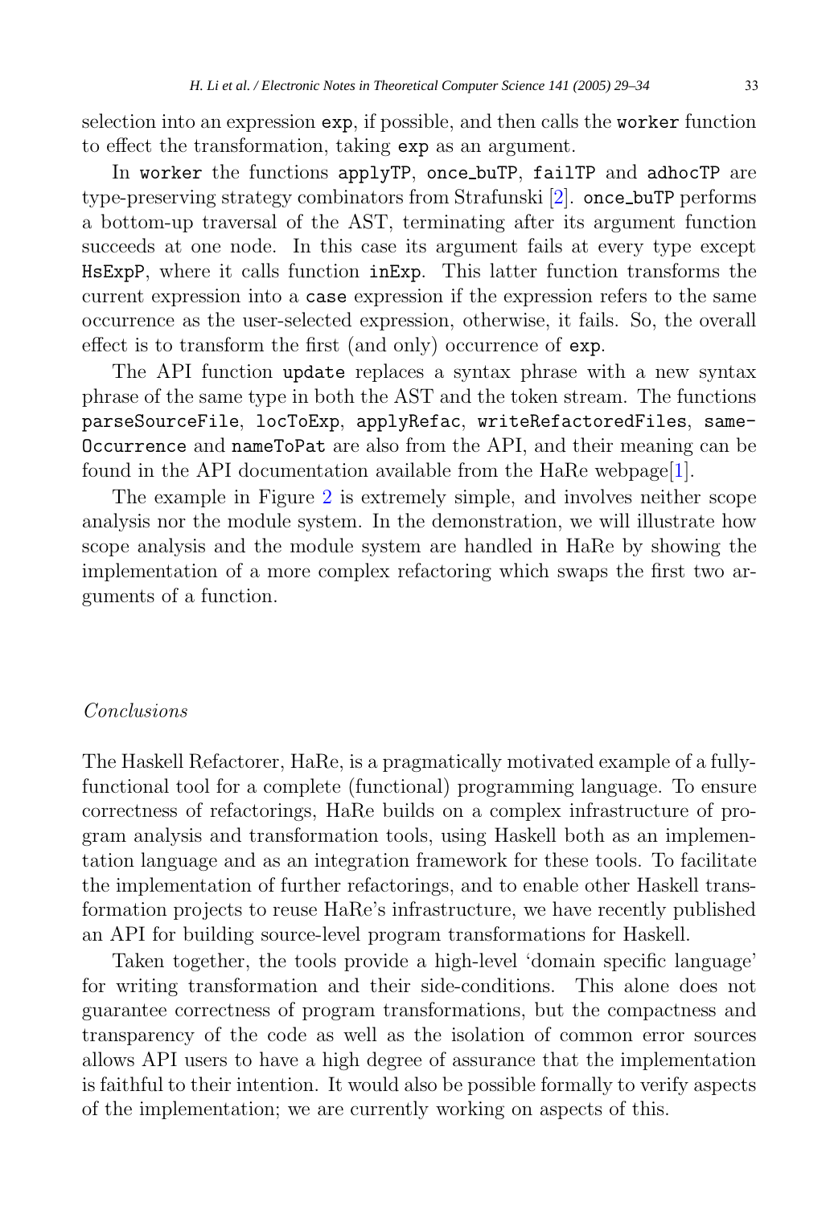selection into an expression `exp`, if possible, and then calls the `worker` function to effect the transformation, taking `exp` as an argument.

In `worker` the functions `applyTP`, `once_buTP`, `failTP` and `adhocTP` are type-preserving strategy combinators from Strafunski [2]. `once_buTP` performs a bottom-up traversal of the AST, terminating after its argument function succeeds at one node. In this case its argument fails at every type except `HsExpP`, where it calls function `inExp`. This latter function transforms the current expression into a `case` expression if the expression refers to the same occurrence as the user-selected expression, otherwise, it fails. So, the overall effect is to transform the first (and only) occurrence of `exp`.

The API function `update` replaces a syntax phrase with a new syntax phrase of the same type in both the AST and the token stream. The functions `parseSourceFile`, `locToExp`, `applyRefac`, `writeRefactoredFiles`, `sameOccurrence` and `nameToPat` are also from the API, and their meaning can be found in the API documentation available from the HaRe webpage[1].

The example in Figure 2 is extremely simple, and involves neither scope analysis nor the module system. In the demonstration, we will illustrate how scope analysis and the module system are handled in HaRe by showing the implementation of a more complex refactoring which swaps the first two arguments of a function.

### *Conclusions*

The Haskell Refactorer, HaRe, is a pragmatically motivated example of a fully-functional tool for a complete (functional) programming language. To ensure correctness of refactorings, HaRe builds on a complex infrastructure of program analysis and transformation tools, using Haskell both as an implementation language and as an integration framework for these tools. To facilitate the implementation of further refactorings, and to enable other Haskell transformation projects to reuse HaRe's infrastructure, we have recently published an API for building source-level program transformations for Haskell.

Taken together, the tools provide a high-level 'domain specific language' for writing transformation and their side-conditions. This alone does not guarantee correctness of program transformations, but the compactness and transparency of the code as well as the isolation of common error sources allows API users to have a high degree of assurance that the implementation is faithful to their intention. It would also be possible formally to verify aspects of the implementation; we are currently working on aspects of this.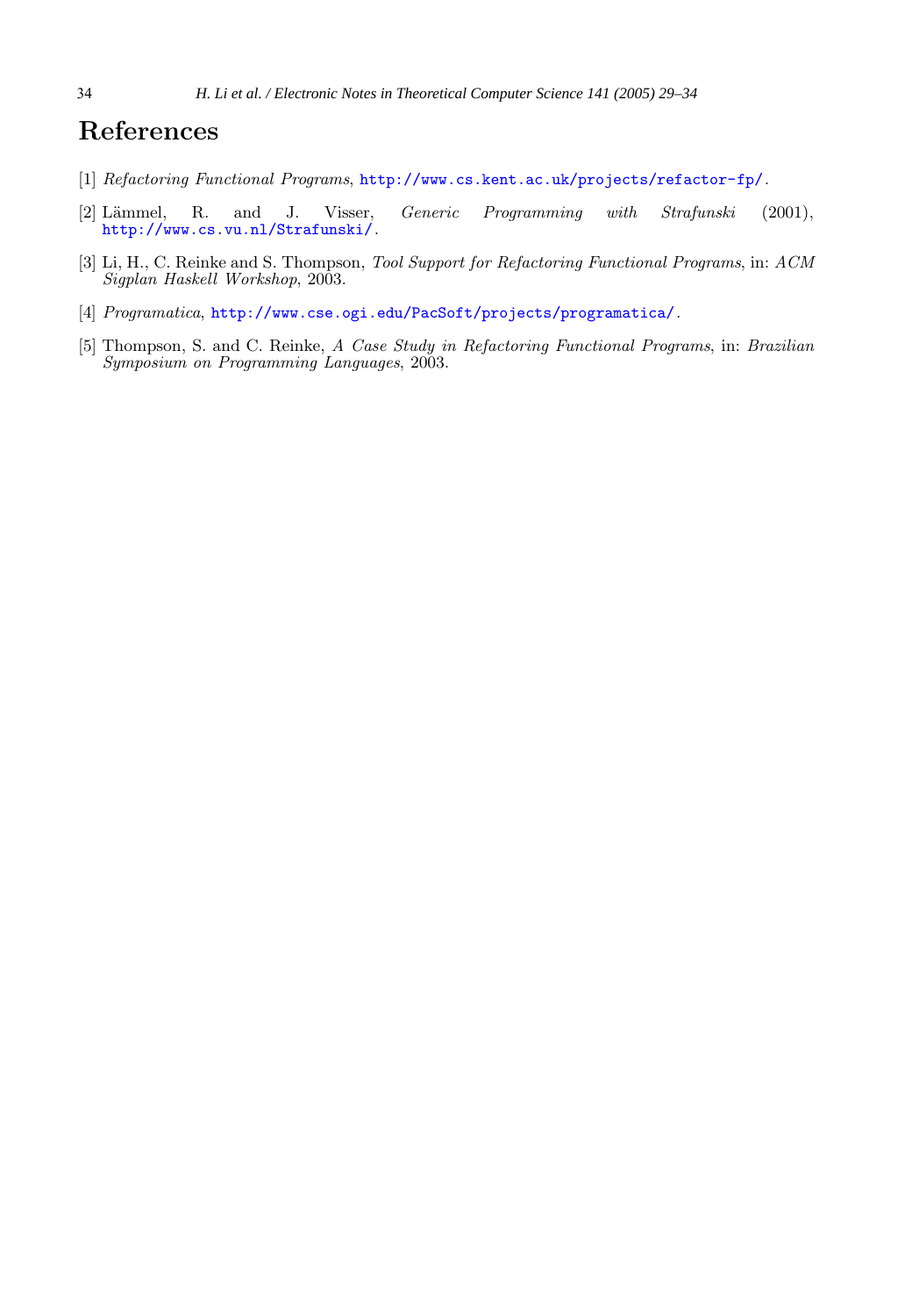# References

[1] *Refactoring Functional Programs*, http://www.cs.kent.ac.uk/projects/refactor-fp/.

[2] Lämmel, R. and J. Visser, *Generic Programming with Strafunski* (2001), http://www.cs.vu.nl/Strafunski/.

[3] Li, H., C. Reinke and S. Thompson, *Tool Support for Refactoring Functional Programs*, in: *ACM Sigplan Haskell Workshop*, 2003.

[4] *Programatica*, http://www.cse.ogi.edu/PacSoft/projects/programatica/.

[5] Thompson, S. and C. Reinke, *A Case Study in Refactoring Functional Programs*, in: *Brazilian Symposium on Programming Languages*, 2003.